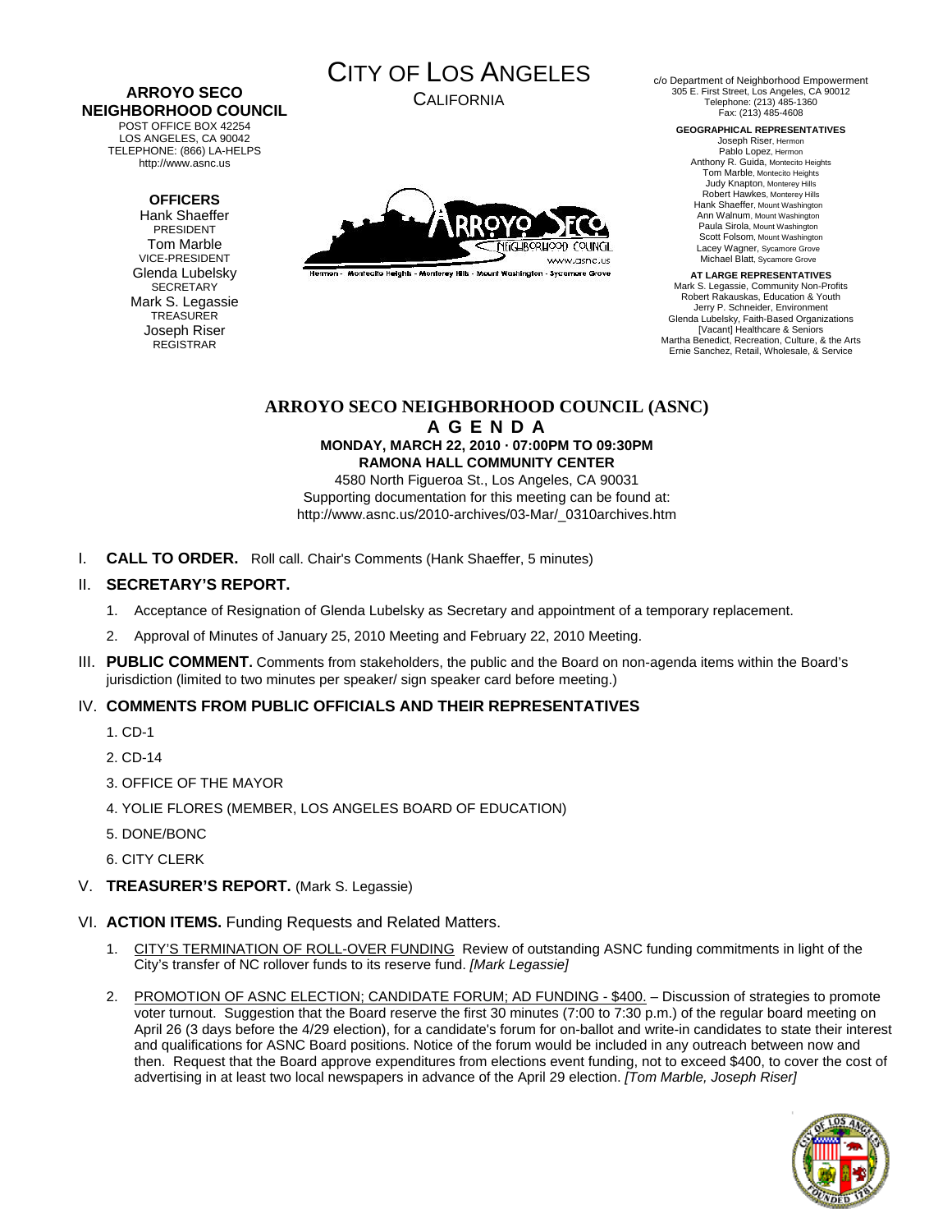**ARROYO SECO NEIGHBORHOOD COUNCIL**
POST OFFICE BOX 42254
LOS ANGELES, CA 90042
TELEPHONE: (866) LA-HELPS
http://www.asnc.us

**OFFICERS**
Hank Shaeffer
PRESIDENT
Tom Marble
VICE-PRESIDENT
Glenda Lubelsky
SECRETARY
Mark S. Legassie
TREASURER
Joseph Riser
REGISTRAR

# CITY OF LOS ANGELES
CALIFORNIA

Hermon - Montecito Heights - Monterey Hills - Mount Washington - Sycamore Grove

c/o Department of Neighborhood Empowerment
305 E. First Street, Los Angeles, CA 90012
Telephone: (213) 485-1360
Fax: (213) 485-4608

**GEOGRAPHICAL REPRESENTATIVES**
Joseph Riser, Hermon
Pablo Lopez, Hermon
Anthony R. Guida, Montecito Heights
Tom Marble, Montecito Heights
Judy Knapton, Monterey Hills
Robert Hawkes, Monterey Hills
Hank Shaeffer, Mount Washington
Ann Walnum, Mount Washington
Paula Sirola, Mount Washington
Scott Folsom, Mount Washington
Lacey Wagner, Sycamore Grove
Michael Blatt, Sycamore Grove

**AT LARGE REPRESENTATIVES**
Mark S. Legassie, Community Non-Profits
Robert Rakauskas, Education & Youth
Jerry P. Schneider, Environment
Glenda Lubelsky, Faith-Based Organizations
[Vacant] Healthcare & Seniors
Martha Benedict, Recreation, Culture, & the Arts
Ernie Sanchez, Retail, Wholesale, & Service

## ARROYO SECO NEIGHBORHOOD COUNCIL (ASNC)
## A G E N D A
**MONDAY, MARCH 22, 2010 · 07:00PM TO 09:30PM**
**RAMONA HALL COMMUNITY CENTER**
4580 North Figueroa St., Los Angeles, CA 90031
Supporting documentation for this meeting can be found at:
http://www.asnc.us/2010-archives/03-Mar/_0310archives.htm

I. **CALL TO ORDER.** Roll call. Chair's Comments (Hank Shaeffer, 5 minutes)

II. **SECRETARY'S REPORT.**

1. Acceptance of Resignation of Glenda Lubelsky as Secretary and appointment of a temporary replacement.
2. Approval of Minutes of January 25, 2010 Meeting and February 22, 2010 Meeting.

III. **PUBLIC COMMENT.** Comments from stakeholders, the public and the Board on non-agenda items within the Board's jurisdiction (limited to two minutes per speaker/ sign speaker card before meeting.)

IV. **COMMENTS FROM PUBLIC OFFICIALS AND THEIR REPRESENTATIVES**

1. CD-1
2. CD-14
3. OFFICE OF THE MAYOR
4. YOLIE FLORES (MEMBER, LOS ANGELES BOARD OF EDUCATION)
5. DONE/BONC
6. CITY CLERK

V. **TREASURER'S REPORT.** (Mark S. Legassie)

VI. **ACTION ITEMS.** Funding Requests and Related Matters.

1. CITY'S TERMINATION OF ROLL-OVER FUNDING Review of outstanding ASNC funding commitments in light of the City's transfer of NC rollover funds to its reserve fund. *[Mark Legassie]*
2. PROMOTION OF ASNC ELECTION; CANDIDATE FORUM; AD FUNDING - $400. – Discussion of strategies to promote voter turnout. Suggestion that the Board reserve the first 30 minutes (7:00 to 7:30 p.m.) of the regular board meeting on April 26 (3 days before the 4/29 election), for a candidate's forum for on-ballot and write-in candidates to state their interest and qualifications for ASNC Board positions. Notice of the forum would be included in any outreach between now and then. Request that the Board approve expenditures from elections event funding, not to exceed $400, to cover the cost of advertising in at least two local newspapers in advance of the April 29 election. *[Tom Marble, Joseph Riser]*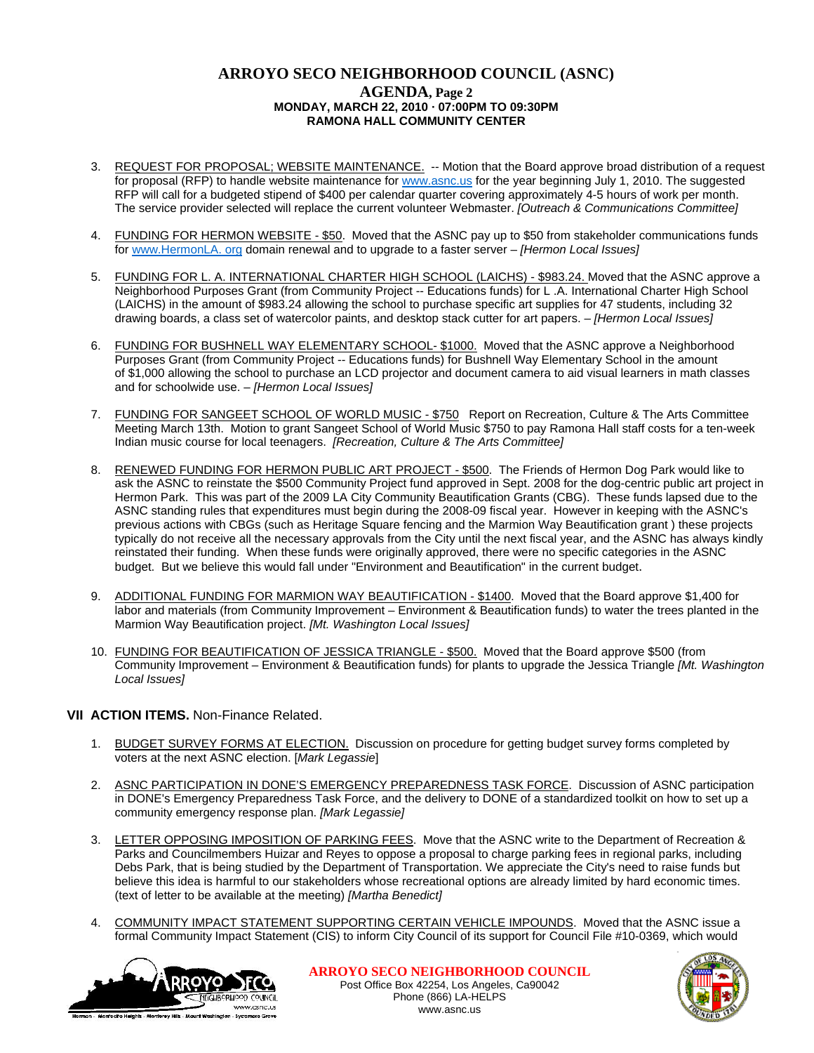# ARROYO SECO NEIGHBORHOOD COUNCIL (ASNC)

## AGENDA, Page 2

**MONDAY, MARCH 22, 2010 · 07:00PM TO 09:30PM**
**RAMONA HALL COMMUNITY CENTER**

3. REQUEST FOR PROPOSAL; WEBSITE MAINTENANCE. -- Motion that the Board approve broad distribution of a request for proposal (RFP) to handle website maintenance for www.asnc.us for the year beginning July 1, 2010. The suggested RFP will call for a budgeted stipend of $400 per calendar quarter covering approximately 4-5 hours of work per month. The service provider selected will replace the current volunteer Webmaster. *[Outreach & Communications Committee]*

4. FUNDING FOR HERMON WEBSITE - $50. Moved that the ASNC pay up to $50 from stakeholder communications funds for www.HermonLA. org domain renewal and to upgrade to a faster server – *[Hermon Local Issues]*

5. FUNDING FOR L. A. INTERNATIONAL CHARTER HIGH SCHOOL (LAICHS) - $983.24. Moved that the ASNC approve a Neighborhood Purposes Grant (from Community Project -- Educations funds) for L .A. International Charter High School (LAICHS) in the amount of $983.24 allowing the school to purchase specific art supplies for 47 students, including 32 drawing boards, a class set of watercolor paints, and desktop stack cutter for art papers. – *[Hermon Local Issues]*

6. FUNDING FOR BUSHNELL WAY ELEMENTARY SCHOOL- $1000. Moved that the ASNC approve a Neighborhood Purposes Grant (from Community Project -- Educations funds) for Bushnell Way Elementary School in the amount of $1,000 allowing the school to purchase an LCD projector and document camera to aid visual learners in math classes and for schoolwide use. – *[Hermon Local Issues]*

7. FUNDING FOR SANGEET SCHOOL OF WORLD MUSIC - $750 Report on Recreation, Culture & The Arts Committee Meeting March 13th. Motion to grant Sangeet School of World Music $750 to pay Ramona Hall staff costs for a ten-week Indian music course for local teenagers. *[Recreation, Culture & The Arts Committee]*

8. RENEWED FUNDING FOR HERMON PUBLIC ART PROJECT - $500. The Friends of Hermon Dog Park would like to ask the ASNC to reinstate the $500 Community Project fund approved in Sept. 2008 for the dog-centric public art project in Hermon Park. This was part of the 2009 LA City Community Beautification Grants (CBG). These funds lapsed due to the ASNC standing rules that expenditures must begin during the 2008-09 fiscal year. However in keeping with the ASNC's previous actions with CBGs (such as Heritage Square fencing and the Marmion Way Beautification grant ) these projects typically do not receive all the necessary approvals from the City until the next fiscal year, and the ASNC has always kindly reinstated their funding. When these funds were originally approved, there were no specific categories in the ASNC budget. But we believe this would fall under "Environment and Beautification" in the current budget.

9. ADDITIONAL FUNDING FOR MARMION WAY BEAUTIFICATION - $1400. Moved that the Board approve $1,400 for labor and materials (from Community Improvement – Environment & Beautification funds) to water the trees planted in the Marmion Way Beautification project. *[Mt. Washington Local Issues]*

10. FUNDING FOR BEAUTIFICATION OF JESSICA TRIANGLE - $500. Moved that the Board approve $500 (from Community Improvement – Environment & Beautification funds) for plants to upgrade the Jessica Triangle *[Mt. Washington Local Issues]*

### VII ACTION ITEMS. Non-Finance Related.

1. BUDGET SURVEY FORMS AT ELECTION. Discussion on procedure for getting budget survey forms completed by voters at the next ASNC election. [*Mark Legassie*]

2. ASNC PARTICIPATION IN DONE'S EMERGENCY PREPAREDNESS TASK FORCE. Discussion of ASNC participation in DONE's Emergency Preparedness Task Force, and the delivery to DONE of a standardized toolkit on how to set up a community emergency response plan. *[Mark Legassie]*

3. LETTER OPPOSING IMPOSITION OF PARKING FEES. Move that the ASNC write to the Department of Recreation & Parks and Councilmembers Huizar and Reyes to oppose a proposal to charge parking fees in regional parks, including Debs Park, that is being studied by the Department of Transportation. We appreciate the City's need to raise funds but believe this idea is harmful to our stakeholders whose recreational options are already limited by hard economic times. (text of letter to be available at the meeting) *[Martha Benedict]*

4. COMMUNITY IMPACT STATEMENT SUPPORTING CERTAIN VEHICLE IMPOUNDS. Moved that the ASNC issue a formal Community Impact Statement (CIS) to inform City Council of its support for Council File #10-0369, which would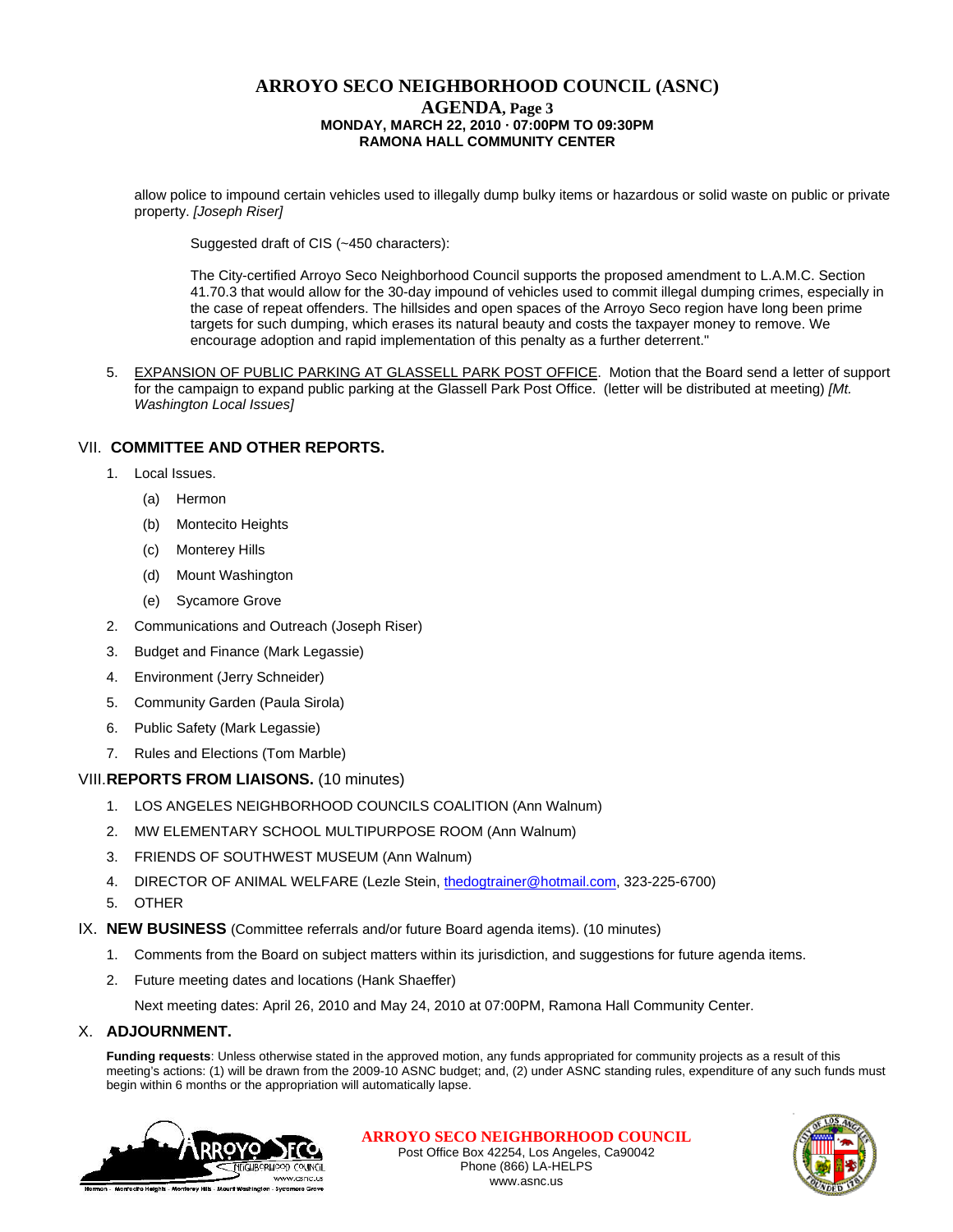allow police to impound certain vehicles used to illegally dump bulky items or hazardous or solid waste on public or private property. *[Joseph Riser]*

Suggested draft of CIS (~450 characters):

The City-certified Arroyo Seco Neighborhood Council supports the proposed amendment to L.A.M.C. Section 41.70.3 that would allow for the 30-day impound of vehicles used to commit illegal dumping crimes, especially in the case of repeat offenders. The hillsides and open spaces of the Arroyo Seco region have long been prime targets for such dumping, which erases its natural beauty and costs the taxpayer money to remove. We encourage adoption and rapid implementation of this penalty as a further deterrent."

5. EXPANSION OF PUBLIC PARKING AT GLASSELL PARK POST OFFICE. Motion that the Board send a letter of support for the campaign to expand public parking at the Glassell Park Post Office. (letter will be distributed at meeting) *[Mt. Washington Local Issues]*

## VII. COMMITTEE AND OTHER REPORTS.

1. Local Issues.
   - (a) Hermon
   - (b) Montecito Heights
   - (c) Monterey Hills
   - (d) Mount Washington
   - (e) Sycamore Grove
2. Communications and Outreach (Joseph Riser)
3. Budget and Finance (Mark Legassie)
4. Environment (Jerry Schneider)
5. Community Garden (Paula Sirola)
6. Public Safety (Mark Legassie)
7. Rules and Elections (Tom Marble)

## VIII. REPORTS FROM LIAISONS. (10 minutes)

1. LOS ANGELES NEIGHBORHOOD COUNCILS COALITION (Ann Walnum)
2. MW ELEMENTARY SCHOOL MULTIPURPOSE ROOM (Ann Walnum)
3. FRIENDS OF SOUTHWEST MUSEUM (Ann Walnum)
4. DIRECTOR OF ANIMAL WELFARE (Lezle Stein, thedogtrainer@hotmail.com, 323-225-6700)
5. OTHER

## IX. NEW BUSINESS (Committee referrals and/or future Board agenda items). (10 minutes)

1. Comments from the Board on subject matters within its jurisdiction, and suggestions for future agenda items.
2. Future meeting dates and locations (Hank Shaeffer)

   Next meeting dates: April 26, 2010 and May 24, 2010 at 07:00PM, Ramona Hall Community Center.

## X. ADJOURNMENT.

**Funding requests**: Unless otherwise stated in the approved motion, any funds appropriated for community projects as a result of this meeting's actions: (1) will be drawn from the 2009-10 ASNC budget; and, (2) under ASNC standing rules, expenditure of any such funds must begin within 6 months or the appropriation will automatically lapse.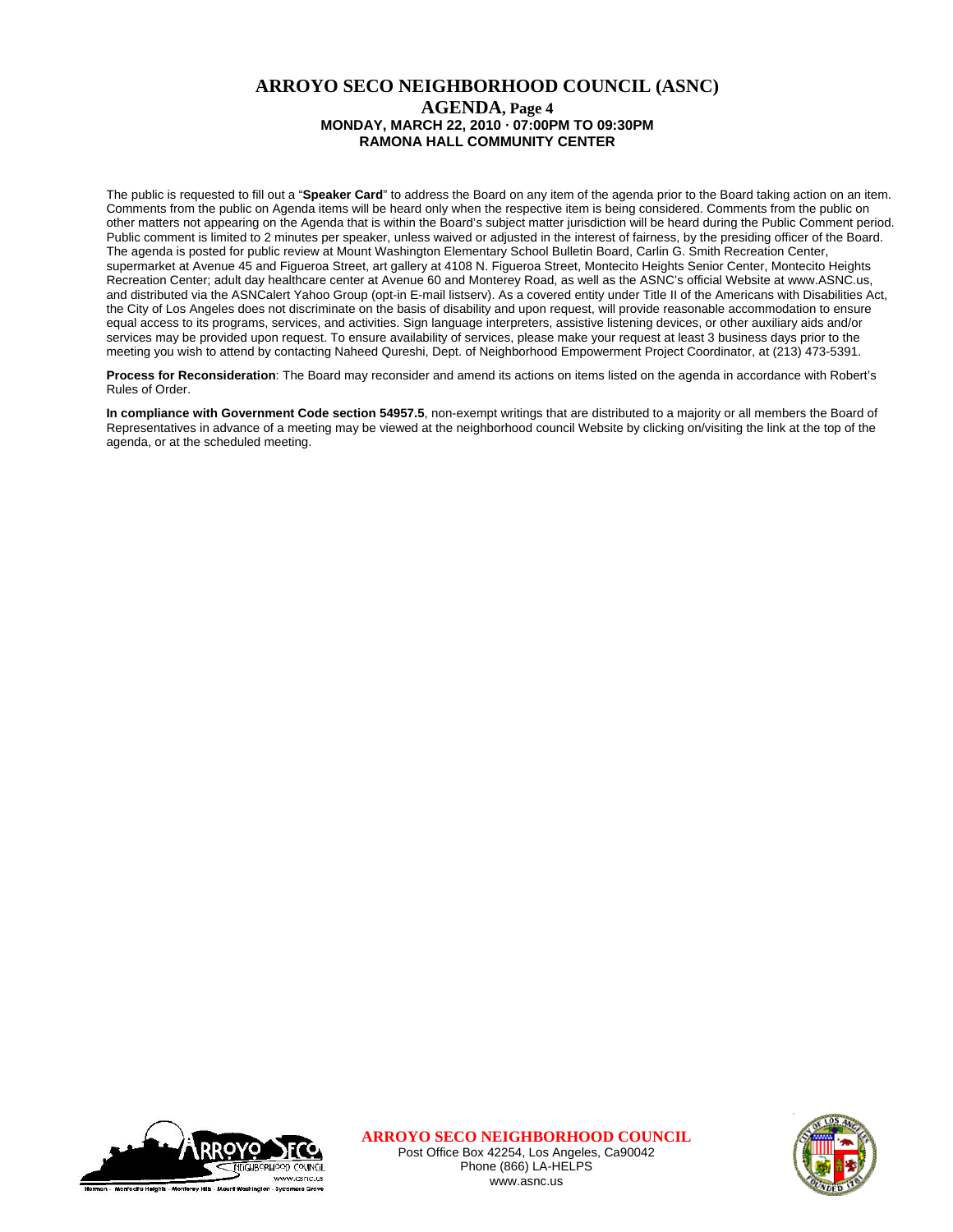The public is requested to fill out a "**Speaker Card**" to address the Board on any item of the agenda prior to the Board taking action on an item. Comments from the public on Agenda items will be heard only when the respective item is being considered. Comments from the public on other matters not appearing on the Agenda that is within the Board's subject matter jurisdiction will be heard during the Public Comment period. Public comment is limited to 2 minutes per speaker, unless waived or adjusted in the interest of fairness, by the presiding officer of the Board. The agenda is posted for public review at Mount Washington Elementary School Bulletin Board, Carlin G. Smith Recreation Center, supermarket at Avenue 45 and Figueroa Street, art gallery at 4108 N. Figueroa Street, Montecito Heights Senior Center, Montecito Heights Recreation Center; adult day healthcare center at Avenue 60 and Monterey Road, as well as the ASNC's official Website at www.ASNC.us, and distributed via the ASNCalert Yahoo Group (opt-in E-mail listserv). As a covered entity under Title II of the Americans with Disabilities Act, the City of Los Angeles does not discriminate on the basis of disability and upon request, will provide reasonable accommodation to ensure equal access to its programs, services, and activities. Sign language interpreters, assistive listening devices, or other auxiliary aids and/or services may be provided upon request. To ensure availability of services, please make your request at least 3 business days prior to the meeting you wish to attend by contacting Naheed Qureshi, Dept. of Neighborhood Empowerment Project Coordinator, at (213) 473-5391.

**Process for Reconsideration**: The Board may reconsider and amend its actions on items listed on the agenda in accordance with Robert's Rules of Order.

**In compliance with Government Code section 54957.5**, non-exempt writings that are distributed to a majority or all members the Board of Representatives in advance of a meeting may be viewed at the neighborhood council Website by clicking on/visiting the link at the top of the agenda, or at the scheduled meeting.

**ARROYO SECO NEIGHBORHOOD COUNCIL**
Post Office Box 42254, Los Angeles, Ca90042
Phone (866) LA-HELPS
www.asnc.us